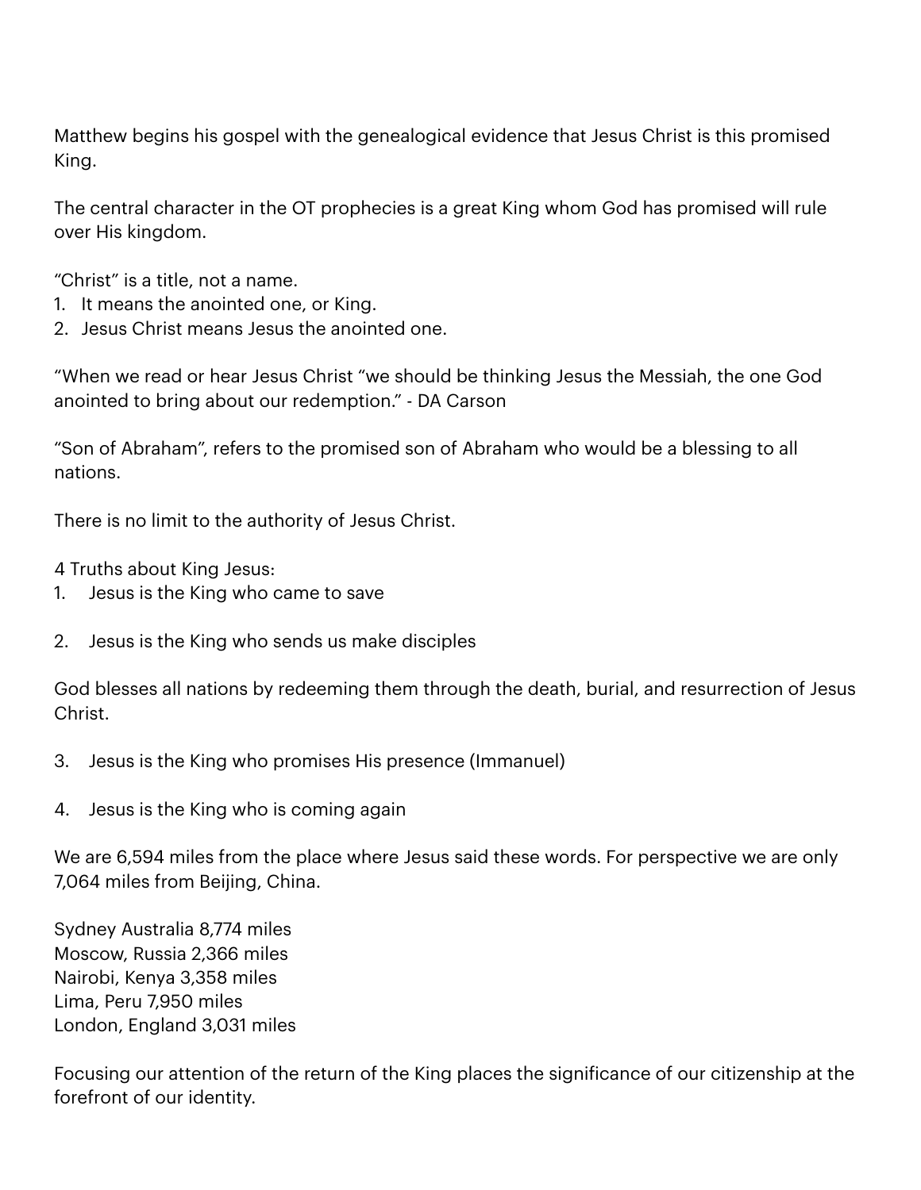Matthew begins his gospel with the genealogical evidence that Jesus Christ is this promised King.

The central character in the OT prophecies is a great King whom God has promised will rule over His kingdom.

“Christ” is a title, not a name.

1. It means the anointed one, or King.
2. Jesus Christ means Jesus the anointed one.

“When we read or hear Jesus Christ “we should be thinking Jesus the Messiah, the one God anointed to bring about our redemption.” - DA Carson

“Son of Abraham”, refers to the promised son of Abraham who would be a blessing to all nations.

There is no limit to the authority of Jesus Christ.

4 Truths about King Jesus:

1. Jesus is the King who came to save

2. Jesus is the King who sends us make disciples

God blesses all nations by redeeming them through the death, burial, and resurrection of Jesus Christ.

3. Jesus is the King who promises His presence (Immanuel)

4. Jesus is the King who is coming again

We are 6,594 miles from the place where Jesus said these words. For perspective we are only 7,064 miles from Beijing, China.

Sydney Australia 8,774 miles
Moscow, Russia 2,366 miles
Nairobi, Kenya 3,358 miles
Lima, Peru 7,950 miles
London, England 3,031 miles

Focusing our attention of the return of the King places the significance of our citizenship at the forefront of our identity.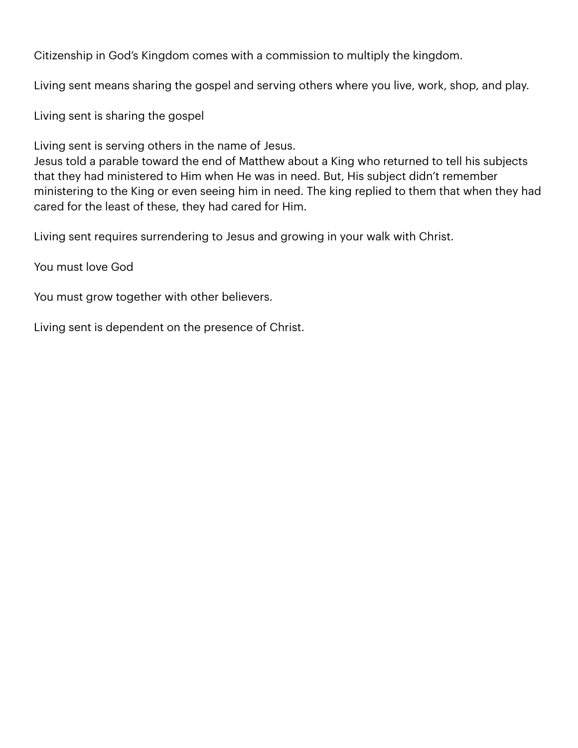Citizenship in God's Kingdom comes with a commission to multiply the kingdom.

Living sent means sharing the gospel and serving others where you live, work, shop, and play.

Living sent is sharing the gospel

Living sent is serving others in the name of Jesus.
Jesus told a parable toward the end of Matthew about a King who returned to tell his subjects that they had ministered to Him when He was in need. But, His subject didn't remember ministering to the King or even seeing him in need. The king replied to them that when they had cared for the least of these, they had cared for Him.

Living sent requires surrendering to Jesus and growing in your walk with Christ.

You must love God

You must grow together with other believers.

Living sent is dependent on the presence of Christ.